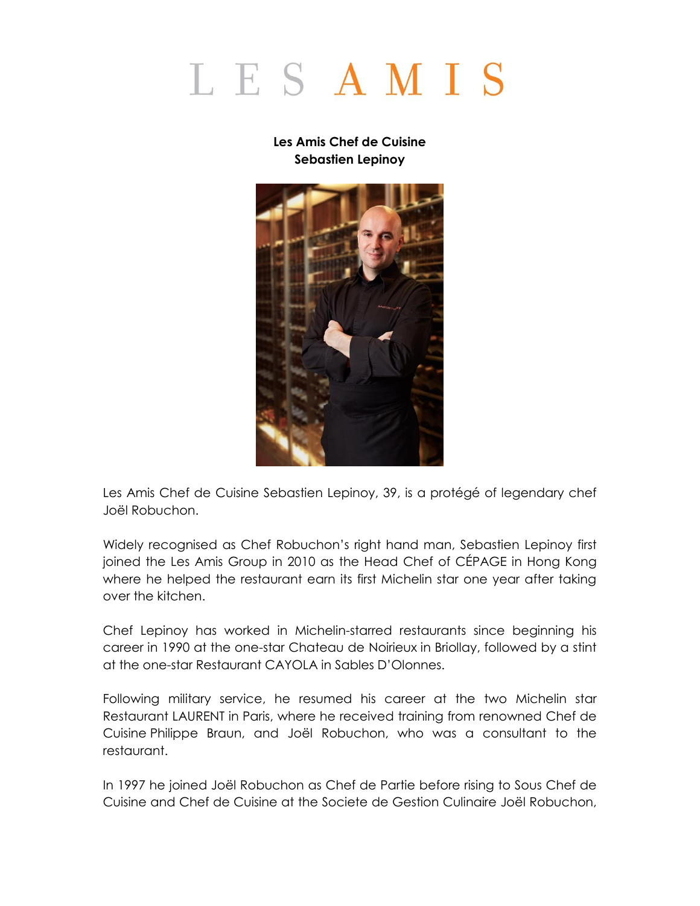# LES AMIS

**Les Amis Chef de Cuisine**
**Sebastien Lepinoy**

Les Amis Chef de Cuisine Sebastien Lepinoy, 39, is a protégé of legendary chef Joël Robuchon.

Widely recognised as Chef Robuchon's right hand man, Sebastien Lepinoy first joined the Les Amis Group in 2010 as the Head Chef of CÉPAGE in Hong Kong where he helped the restaurant earn its first Michelin star one year after taking over the kitchen.

Chef Lepinoy has worked in Michelin-starred restaurants since beginning his career in 1990 at the one-star Chateau de Noirieux in Briollay, followed by a stint at the one-star Restaurant CAYOLA in Sables D'Olonnes.

Following military service, he resumed his career at the two Michelin star Restaurant LAURENT in Paris, where he received training from renowned Chef de Cuisine Philippe Braun, and Joël Robuchon, who was a consultant to the restaurant.

In 1997 he joined Joël Robuchon as Chef de Partie before rising to Sous Chef de Cuisine and Chef de Cuisine at the Societe de Gestion Culinaire Joël Robuchon,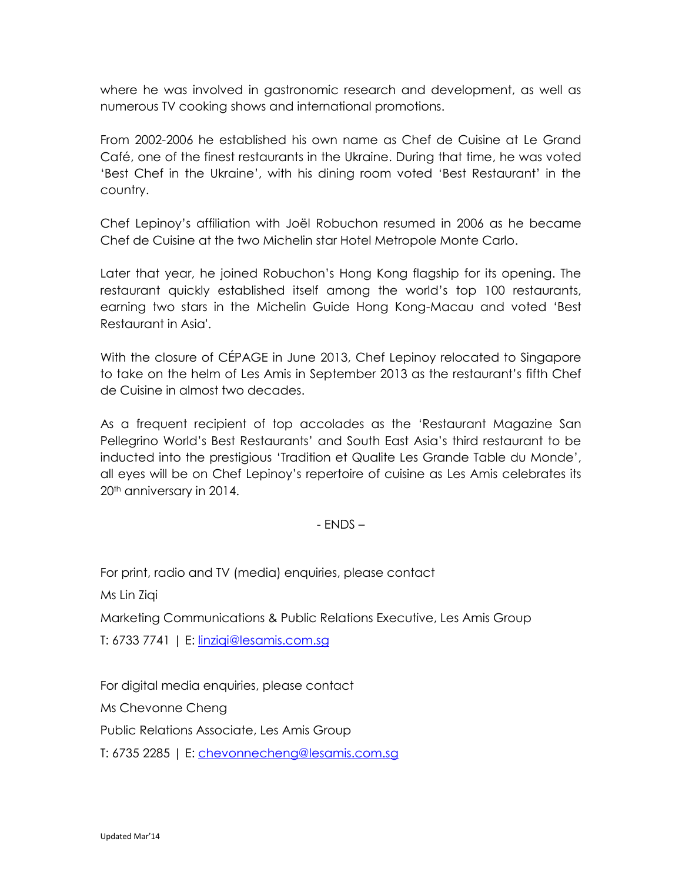where he was involved in gastronomic research and development, as well as numerous TV cooking shows and international promotions.

From 2002-2006 he established his own name as Chef de Cuisine at Le Grand Café, one of the finest restaurants in the Ukraine. During that time, he was voted 'Best Chef in the Ukraine', with his dining room voted 'Best Restaurant' in the country.

Chef Lepinoy's affiliation with Joël Robuchon resumed in 2006 as he became Chef de Cuisine at the two Michelin star Hotel Metropole Monte Carlo.

Later that year, he joined Robuchon's Hong Kong flagship for its opening. The restaurant quickly established itself among the world's top 100 restaurants, earning two stars in the Michelin Guide Hong Kong-Macau and voted 'Best Restaurant in Asia'.

With the closure of CÉPAGE in June 2013, Chef Lepinoy relocated to Singapore to take on the helm of Les Amis in September 2013 as the restaurant's fifth Chef de Cuisine in almost two decades.

As a frequent recipient of top accolades as the 'Restaurant Magazine San Pellegrino World's Best Restaurants' and South East Asia's third restaurant to be inducted into the prestigious 'Tradition et Qualite Les Grande Table du Monde', all eyes will be on Chef Lepinoy's repertoire of cuisine as Les Amis celebrates its 20th anniversary in 2014.

- ENDS –

For print, radio and TV (media) enquiries, please contact

Ms Lin Ziqi

Marketing Communications & Public Relations Executive, Les Amis Group

T: 6733 7741 | E: linziqi@lesamis.com.sg

For digital media enquiries, please contact

Ms Chevonne Cheng

Public Relations Associate, Les Amis Group

T: 6735 2285 | E: chevonnecheng@lesamis.com.sg

Updated Mar'14